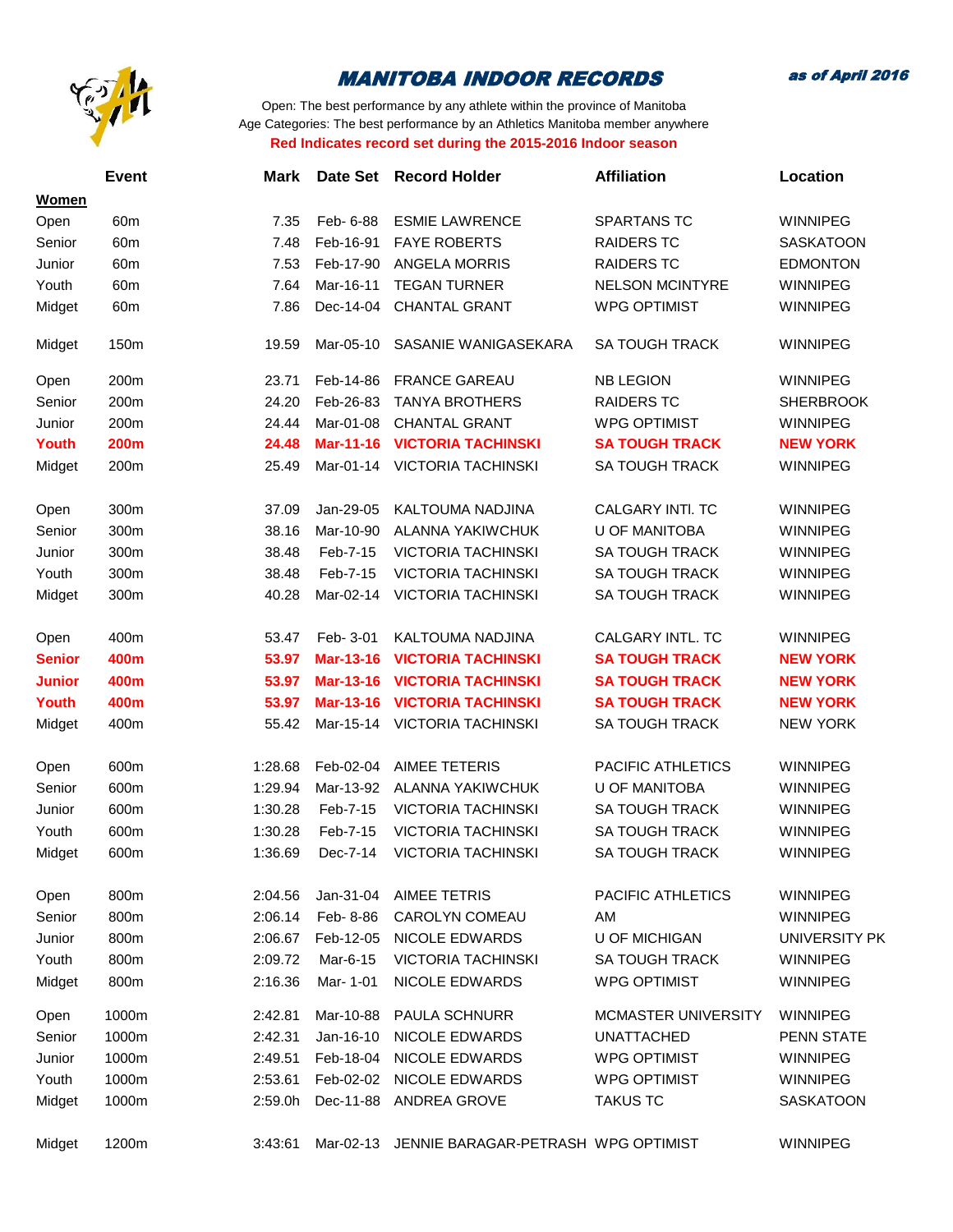# MANITOBA INDOOR RECORDS

*as of April 2016*

Open: The best performance by any athlete within the province of Manitoba
Age Categories: The best performance by an Athletics Manitoba member anywhere
**Red Indicates record set during the 2015-2016 Indoor season**

| | Event | Mark | Date Set | Record Holder | Affiliation | Location |
|---|---|---|---|---|---|---|
| **Women** | | | | | | |
| Open | 60m | 7.35 | Feb- 6-88 | ESMIE LAWRENCE | SPARTANS TC | WINNIPEG |
| Senior | 60m | 7.48 | Feb-16-91 | FAYE ROBERTS | RAIDERS TC | SASKATOON |
| Junior | 60m | 7.53 | Feb-17-90 | ANGELA MORRIS | RAIDERS TC | EDMONTON |
| Youth | 60m | 7.64 | Mar-16-11 | TEGAN TURNER | NELSON MCINTYRE | WINNIPEG |
| Midget | 60m | 7.86 | Dec-14-04 | CHANTAL GRANT | WPG OPTIMIST | WINNIPEG |
| Midget | 150m | 19.59 | Mar-05-10 | SASANIE WANIGASEKARA | SA TOUGH TRACK | WINNIPEG |
| Open | 200m | 23.71 | Feb-14-86 | FRANCE GAREAU | NB LEGION | WINNIPEG |
| Senior | 200m | 24.20 | Feb-26-83 | TANYA BROTHERS | RAIDERS TC | SHERBROOK |
| Junior | 200m | 24.44 | Mar-01-08 | CHANTAL GRANT | WPG OPTIMIST | WINNIPEG |
| **Youth** | **200m** | **24.48** | **Mar-11-16** | **VICTORIA TACHINSKI** | **SA TOUGH TRACK** | **NEW YORK** |
| Midget | 200m | 25.49 | Mar-01-14 | VICTORIA TACHINSKI | SA TOUGH TRACK | WINNIPEG |
| Open | 300m | 37.09 | Jan-29-05 | KALTOUMA NADJINA | CALGARY INTI. TC | WINNIPEG |
| Senior | 300m | 38.16 | Mar-10-90 | ALANNA YAKIWCHUK | U OF MANITOBA | WINNIPEG |
| Junior | 300m | 38.48 | Feb-7-15 | VICTORIA TACHINSKI | SA TOUGH TRACK | WINNIPEG |
| Youth | 300m | 38.48 | Feb-7-15 | VICTORIA TACHINSKI | SA TOUGH TRACK | WINNIPEG |
| Midget | 300m | 40.28 | Mar-02-14 | VICTORIA TACHINSKI | SA TOUGH TRACK | WINNIPEG |
| Open | 400m | 53.47 | Feb- 3-01 | KALTOUMA NADJINA | CALGARY INTL. TC | WINNIPEG |
| **Senior** | **400m** | **53.97** | **Mar-13-16** | **VICTORIA TACHINSKI** | **SA TOUGH TRACK** | **NEW YORK** |
| **Junior** | **400m** | **53.97** | **Mar-13-16** | **VICTORIA TACHINSKI** | **SA TOUGH TRACK** | **NEW YORK** |
| **Youth** | **400m** | **53.97** | **Mar-13-16** | **VICTORIA TACHINSKI** | **SA TOUGH TRACK** | **NEW YORK** |
| Midget | 400m | 55.42 | Mar-15-14 | VICTORIA TACHINSKI | SA TOUGH TRACK | NEW YORK |
| Open | 600m | 1:28.68 | Feb-02-04 | AIMEE TETERIS | PACIFIC ATHLETICS | WINNIPEG |
| Senior | 600m | 1:29.94 | Mar-13-92 | ALANNA YAKIWCHUK | U OF MANITOBA | WINNIPEG |
| Junior | 600m | 1:30.28 | Feb-7-15 | VICTORIA TACHINSKI | SA TOUGH TRACK | WINNIPEG |
| Youth | 600m | 1:30.28 | Feb-7-15 | VICTORIA TACHINSKI | SA TOUGH TRACK | WINNIPEG |
| Midget | 600m | 1:36.69 | Dec-7-14 | VICTORIA TACHINSKI | SA TOUGH TRACK | WINNIPEG |
| Open | 800m | 2:04.56 | Jan-31-04 | AIMEE TETRIS | PACIFIC ATHLETICS | WINNIPEG |
| Senior | 800m | 2:06.14 | Feb- 8-86 | CAROLYN COMEAU | AM | WINNIPEG |
| Junior | 800m | 2:06.67 | Feb-12-05 | NICOLE EDWARDS | U OF MICHIGAN | UNIVERSITY PK |
| Youth | 800m | 2:09.72 | Mar-6-15 | VICTORIA TACHINSKI | SA TOUGH TRACK | WINNIPEG |
| Midget | 800m | 2:16.36 | Mar- 1-01 | NICOLE EDWARDS | WPG OPTIMIST | WINNIPEG |
| Open | 1000m | 2:42.81 | Mar-10-88 | PAULA SCHNURR | MCMASTER UNIVERSITY | WINNIPEG |
| Senior | 1000m | 2:42.31 | Jan-16-10 | NICOLE EDWARDS | UNATTACHED | PENN STATE |
| Junior | 1000m | 2:49.51 | Feb-18-04 | NICOLE EDWARDS | WPG OPTIMIST | WINNIPEG |
| Youth | 1000m | 2:53.61 | Feb-02-02 | NICOLE EDWARDS | WPG OPTIMIST | WINNIPEG |
| Midget | 1000m | 2:59.0h | Dec-11-88 | ANDREA GROVE | TAKUS TC | SASKATOON |
| Midget | 1200m | 3:43:61 | Mar-02-13 | JENNIE BARAGAR-PETRASH | WPG OPTIMIST | WINNIPEG |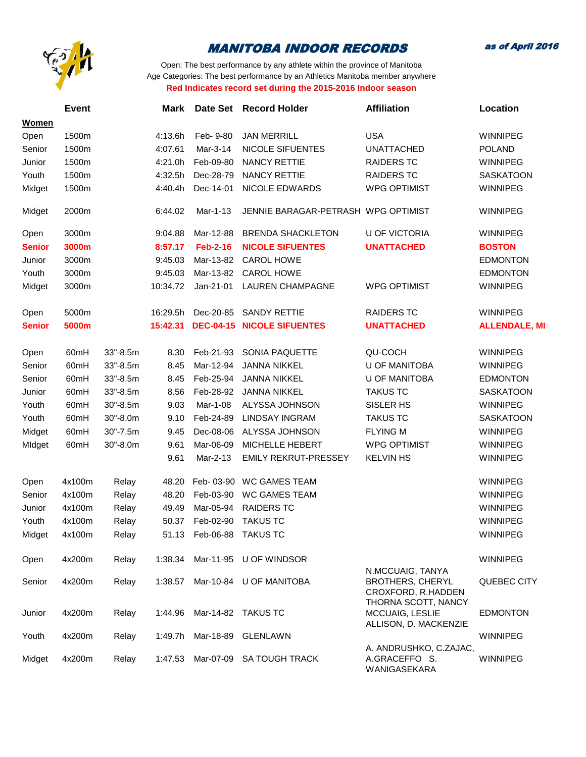# MANITOBA INDOOR RECORDS

*as of April 2016*

Open: The best performance by any athlete within the province of Manitoba
Age Categories: The best performance by an Athletics Manitoba member anywhere
**Red Indicates record set during the 2015-2016 Indoor season**

| | Event | | Mark | Date Set | Record Holder | Affiliation | Location |
|---|---|---|---|---|---|---|---|
| **Women** | | | | | | | |
| Open | 1500m | | 4:13.6h | Feb- 9-80 | JAN MERRILL | USA | WINNIPEG |
| Senior | 1500m | | 4:07.61 | Mar-3-14 | NICOLE SIFUENTES | UNATTACHED | POLAND |
| Junior | 1500m | | 4:21.0h | Feb-09-80 | NANCY RETTIE | RAIDERS TC | WINNIPEG |
| Youth | 1500m | | 4:32.5h | Dec-28-79 | NANCY RETTIE | RAIDERS TC | SASKATOON |
| Midget | 1500m | | 4:40.4h | Dec-14-01 | NICOLE EDWARDS | WPG OPTIMIST | WINNIPEG |
| Midget | 2000m | | 6:44.02 | Mar-1-13 | JENNIE BARAGAR-PETRASH | WPG OPTIMIST | WINNIPEG |
| Open | 3000m | | 9:04.88 | Mar-12-88 | BRENDA SHACKLETON | U OF VICTORIA | WINNIPEG |
| **Senior** | **3000m** | | **8:57.17** | **Feb-2-16** | **NICOLE SIFUENTES** | **UNATTACHED** | **BOSTON** |
| Junior | 3000m | | 9:45.03 | Mar-13-82 | CAROL HOWE | | EDMONTON |
| Youth | 3000m | | 9:45.03 | Mar-13-82 | CAROL HOWE | | EDMONTON |
| Midget | 3000m | | 10:34.72 | Jan-21-01 | LAUREN CHAMPAGNE | WPG OPTIMIST | WINNIPEG |
| Open | 5000m | | 16:29.5h | Dec-20-85 | SANDY RETTIE | RAIDERS TC | WINNIPEG |
| **Senior** | **5000m** | | **15:42.31** | **DEC-04-15** | **NICOLE SIFUENTES** | **UNATTACHED** | **ALLENDALE, MI** |
| Open | 60mH | 33"-8.5m | 8.30 | Feb-21-93 | SONIA PAQUETTE | QU-COCH | WINNIPEG |
| Senior | 60mH | 33"-8.5m | 8.45 | Mar-12-94 | JANNA NIKKEL | U OF MANITOBA | WINNIPEG |
| Senior | 60mH | 33"-8.5m | 8.45 | Feb-25-94 | JANNA NIKKEL | U OF MANITOBA | EDMONTON |
| Junior | 60mH | 33"-8.5m | 8.56 | Feb-28-92 | JANNA NIKKEL | TAKUS TC | SASKATOON |
| Youth | 60mH | 30"-8.5m | 9.03 | Mar-1-08 | ALYSSA JOHNSON | SISLER HS | WINNIPEG |
| Youth | 60mH | 30"-8.0m | 9.10 | Feb-24-89 | LINDSAY INGRAM | TAKUS TC | SASKATOON |
| Midget | 60mH | 30"-7.5m | 9.45 | Dec-08-06 | ALYSSA JOHNSON | FLYING M | WINNIPEG |
| MIdget | 60mH | 30"-8.0m | 9.61 | Mar-06-09 | MICHELLE HEBERT | WPG OPTIMIST | WINNIPEG |
| | | | 9.61 | Mar-2-13 | EMILY REKRUT-PRESSEY | KELVIN HS | WINNIPEG |
| Open | 4x100m | Relay | 48.20 | Feb- 03-90 | WC GAMES TEAM | | WINNIPEG |
| Senior | 4x100m | Relay | 48.20 | Feb-03-90 | WC GAMES TEAM | | WINNIPEG |
| Junior | 4x100m | Relay | 49.49 | Mar-05-94 | RAIDERS TC | | WINNIPEG |
| Youth | 4x100m | Relay | 50.37 | Feb-02-90 | TAKUS TC | | WINNIPEG |
| Midget | 4x100m | Relay | 51.13 | Feb-06-88 | TAKUS TC | | WINNIPEG |
| Open | 4x200m | Relay | 1:38.34 | Mar-11-95 | U OF WINDSOR | | WINNIPEG |
| Senior | 4x200m | Relay | 1:38.57 | Mar-10-84 | U OF MANITOBA | N.MCCUAIG, TANYA BROTHERS, CHERYL CROXFORD, R.HADDEN | QUEBEC CITY |
| Junior | 4x200m | Relay | 1:44.96 | Mar-14-82 | TAKUS TC | THORNA SCOTT, NANCY MCCUAIG, LESLIE ALLISON, D. MACKENZIE | EDMONTON |
| Youth | 4x200m | Relay | 1:49.7h | Mar-18-89 | GLENLAWN | | WINNIPEG |
| Midget | 4x200m | Relay | 1:47.53 | Mar-07-09 | SA TOUGH TRACK | A. ANDRUSHKO, C.ZAJAC, A.GRACEFFO S. WANIGASEKARA | WINNIPEG |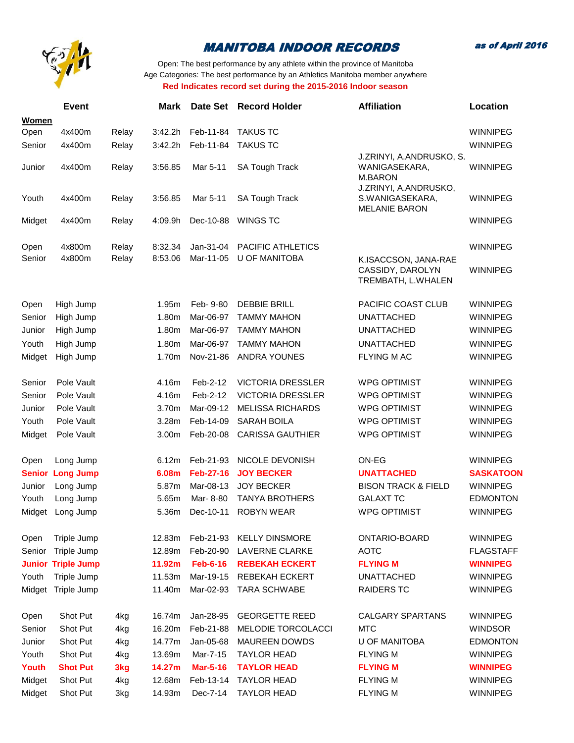# MANITOBA INDOOR RECORDS

**as of April 2016**

Open: The best performance by any athlete within the province of Manitoba
Age Categories: The best performance by an Athletics Manitoba member anywhere
**Red Indicates record set during the 2015-2016 Indoor season**

| | Event | | Mark | Date Set | Record Holder | Affiliation | Location |
|---|---|---|---|---|---|---|---|
| **Women** | | | | | | | |
| Open | 4x400m | Relay | 3:42.2h | Feb-11-84 | TAKUS TC | | WINNIPEG |
| Senior | 4x400m | Relay | 3:42.2h | Feb-11-84 | TAKUS TC | | WINNIPEG |
| Junior | 4x400m | Relay | 3:56.85 | Mar 5-11 | SA Tough Track | J.ZRINYI, A.ANDRUSKO, S. WANIGASEKARA, M.BARON | WINNIPEG |
| Youth | 4x400m | Relay | 3:56.85 | Mar 5-11 | SA Tough Track | J.ZRINYI, A.ANDRUSKO, S.WANIGASEKARA, MELANIE BARON | WINNIPEG |
| Midget | 4x400m | Relay | 4:09.9h | Dec-10-88 | WINGS TC | | WINNIPEG |
| Open | 4x800m | Relay | 8:32.34 | Jan-31-04 | PACIFIC ATHLETICS | | WINNIPEG |
| Senior | 4x800m | Relay | 8:53.06 | Mar-11-05 | U OF MANITOBA | K.ISACCSON, JANA-RAE CASSIDY, DAROLYN TREMBATH, L.WHALEN | WINNIPEG |
| Open | High Jump | | 1.95m | Feb- 9-80 | DEBBIE BRILL | PACIFIC COAST CLUB | WINNIPEG |
| Senior | High Jump | | 1.80m | Mar-06-97 | TAMMY MAHON | UNATTACHED | WINNIPEG |
| Junior | High Jump | | 1.80m | Mar-06-97 | TAMMY MAHON | UNATTACHED | WINNIPEG |
| Youth | High Jump | | 1.80m | Mar-06-97 | TAMMY MAHON | UNATTACHED | WINNIPEG |
| Midget | High Jump | | 1.70m | Nov-21-86 | ANDRA YOUNES | FLYING M AC | WINNIPEG |
| Senior | Pole Vault | | 4.16m | Feb-2-12 | VICTORIA DRESSLER | WPG OPTIMIST | WINNIPEG |
| Senior | Pole Vault | | 4.16m | Feb-2-12 | VICTORIA DRESSLER | WPG OPTIMIST | WINNIPEG |
| Junior | Pole Vault | | 3.70m | Mar-09-12 | MELISSA RICHARDS | WPG OPTIMIST | WINNIPEG |
| Youth | Pole Vault | | 3.28m | Feb-14-09 | SARAH BOILA | WPG OPTIMIST | WINNIPEG |
| Midget | Pole Vault | | 3.00m | Feb-20-08 | CARISSA GAUTHIER | WPG OPTIMIST | WINNIPEG |
| Open | Long Jump | | 6.12m | Feb-21-93 | NICOLE DEVONISH | ON-EG | WINNIPEG |
| **Senior** | **Long Jump** | | **6.08m** | **Feb-27-16** | **JOY BECKER** | **UNATTACHED** | **SASKATOON** |
| Junior | Long Jump | | 5.87m | Mar-08-13 | JOY BECKER | BISON TRACK & FIELD | WINNIPEG |
| Youth | Long Jump | | 5.65m | Mar- 8-80 | TANYA BROTHERS | GALAXT TC | EDMONTON |
| Midget | Long Jump | | 5.36m | Dec-10-11 | ROBYN WEAR | WPG OPTIMIST | WINNIPEG |
| Open | Triple Jump | | 12.83m | Feb-21-93 | KELLY DINSMORE | ONTARIO-BOARD | WINNIPEG |
| Senior | Triple Jump | | 12.89m | Feb-20-90 | LAVERNE CLARKE | AOTC | FLAGSTAFF |
| **Junior** | **Triple Jump** | | **11.92m** | **Feb-6-16** | **REBEKAH ECKERT** | **FLYING M** | **WINNIPEG** |
| Youth | Triple Jump | | 11.53m | Mar-19-15 | REBEKAH ECKERT | UNATTACHED | WINNIPEG |
| Midget | Triple Jump | | 11.40m | Mar-02-93 | TARA SCHWABE | RAIDERS TC | WINNIPEG |
| Open | Shot Put | 4kg | 16.74m | Jan-28-95 | GEORGETTE REED | CALGARY SPARTANS | WINNIPEG |
| Senior | Shot Put | 4kg | 16.20m | Feb-21-88 | MELODIE TORCOLACCI | MTC | WINDSOR |
| Junior | Shot Put | 4kg | 14.77m | Jan-05-68 | MAUREEN DOWDS | U OF MANITOBA | EDMONTON |
| Youth | Shot Put | 4kg | 13.69m | Mar-7-15 | TAYLOR HEAD | FLYING M | WINNIPEG |
| **Youth** | **Shot Put** | **3kg** | **14.27m** | **Mar-5-16** | **TAYLOR HEAD** | **FLYING M** | **WINNIPEG** |
| Midget | Shot Put | 4kg | 12.68m | Feb-13-14 | TAYLOR HEAD | FLYING M | WINNIPEG |
| Midget | Shot Put | 3kg | 14.93m | Dec-7-14 | TAYLOR HEAD | FLYING M | WINNIPEG |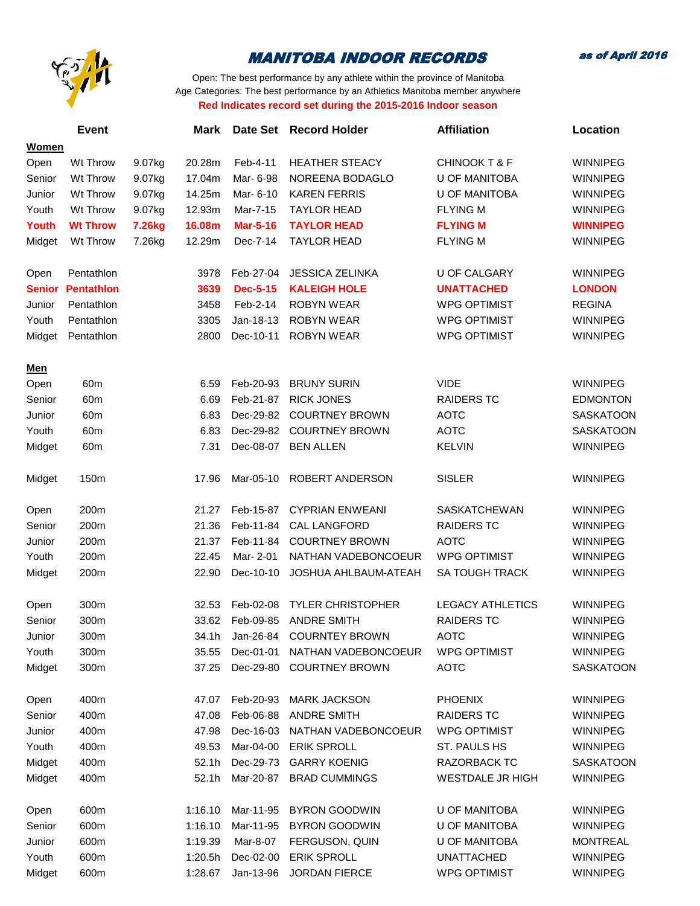# MANITOBA INDOOR RECORDS

*as of April 2016*

Open: The best performance by any athlete within the province of Manitoba

Age Categories: The best performance by an Athletics Manitoba member anywhere

**Red Indicates record set during the 2015-2016 Indoor season**

| | Event | | Mark | Date Set | Record Holder | Affiliation | Location |
|---|---|---|---|---|---|---|---|
| **Women** | | | | | | | |
| Open | Wt Throw | 9.07kg | 20.28m | Feb-4-11 | HEATHER STEACY | CHINOOK T & F | WINNIPEG |
| Senior | Wt Throw | 9.07kg | 17.04m | Mar- 6-98 | NOREENA BODAGLO | U OF MANITOBA | WINNIPEG |
| Junior | Wt Throw | 9.07kg | 14.25m | Mar- 6-10 | KAREN FERRIS | U OF MANITOBA | WINNIPEG |
| Youth | Wt Throw | 9.07kg | 12.93m | Mar-7-15 | TAYLOR HEAD | FLYING M | WINNIPEG |
| **Youth** | **Wt Throw** | **7.26kg** | **16.08m** | **Mar-5-16** | **TAYLOR HEAD** | **FLYING M** | **WINNIPEG** |
| Midget | Wt Throw | 7.26kg | 12.29m | Dec-7-14 | TAYLOR HEAD | FLYING M | WINNIPEG |
| | | | | | | | |
| Open | Pentathlon | | 3978 | Feb-27-04 | JESSICA ZELINKA | U OF CALGARY | WINNIPEG |
| **Senior** | **Pentathlon** | | **3639** | **Dec-5-15** | **KALEIGH HOLE** | **UNATTACHED** | **LONDON** |
| Junior | Pentathlon | | 3458 | Feb-2-14 | ROBYN WEAR | WPG OPTIMIST | REGINA |
| Youth | Pentathlon | | 3305 | Jan-18-13 | ROBYN WEAR | WPG OPTIMIST | WINNIPEG |
| Midget | Pentathlon | | 2800 | Dec-10-11 | ROBYN WEAR | WPG OPTIMIST | WINNIPEG |
| | | | | | | | |
| **Men** | | | | | | | |
| Open | 60m | | 6.59 | Feb-20-93 | BRUNY SURIN | VIDE | WINNIPEG |
| Senior | 60m | | 6.69 | Feb-21-87 | RICK JONES | RAIDERS TC | EDMONTON |
| Junior | 60m | | 6.83 | Dec-29-82 | COURTNEY BROWN | AOTC | SASKATOON |
| Youth | 60m | | 6.83 | Dec-29-82 | COURTNEY BROWN | AOTC | SASKATOON |
| Midget | 60m | | 7.31 | Dec-08-07 | BEN ALLEN | KELVIN | WINNIPEG |
| | | | | | | | |
| Midget | 150m | | 17.96 | Mar-05-10 | ROBERT ANDERSON | SISLER | WINNIPEG |
| | | | | | | | |
| Open | 200m | | 21.27 | Feb-15-87 | CYPRIAN ENWEANI | SASKATCHEWAN | WINNIPEG |
| Senior | 200m | | 21.36 | Feb-11-84 | CAL LANGFORD | RAIDERS TC | WINNIPEG |
| Junior | 200m | | 21.37 | Feb-11-84 | COURTNEY BROWN | AOTC | WINNIPEG |
| Youth | 200m | | 22.45 | Mar- 2-01 | NATHAN VADEBONCOEUR | WPG OPTIMIST | WINNIPEG |
| Midget | 200m | | 22.90 | Dec-10-10 | JOSHUA AHLBAUM-ATEAH | SA TOUGH TRACK | WINNIPEG |
| | | | | | | | |
| Open | 300m | | 32.53 | Feb-02-08 | TYLER CHRISTOPHER | LEGACY ATHLETICS | WINNIPEG |
| Senior | 300m | | 33.62 | Feb-09-85 | ANDRE SMITH | RAIDERS TC | WINNIPEG |
| Junior | 300m | | 34.1h | Jan-26-84 | COURNTEY BROWN | AOTC | WINNIPEG |
| Youth | 300m | | 35.55 | Dec-01-01 | NATHAN VADEBONCOEUR | WPG OPTIMIST | WINNIPEG |
| Midget | 300m | | 37.25 | Dec-29-80 | COURTNEY BROWN | AOTC | SASKATOON |
| | | | | | | | |
| Open | 400m | | 47.07 | Feb-20-93 | MARK JACKSON | PHOENIX | WINNIPEG |
| Senior | 400m | | 47.08 | Feb-06-88 | ANDRE SMITH | RAIDERS TC | WINNIPEG |
| Junior | 400m | | 47.98 | Dec-16-03 | NATHAN VADEBONCOEUR | WPG OPTIMIST | WINNIPEG |
| Youth | 400m | | 49.53 | Mar-04-00 | ERIK SPROLL | ST. PAULS HS | WINNIPEG |
| Midget | 400m | | 52.1h | Dec-29-73 | GARRY KOENIG | RAZORBACK TC | SASKATOON |
| Midget | 400m | | 52.1h | Mar-20-87 | BRAD CUMMINGS | WESTDALE JR HIGH | WINNIPEG |
| | | | | | | | |
| Open | 600m | | 1:16.10 | Mar-11-95 | BYRON GOODWIN | U OF MANITOBA | WINNIPEG |
| Senior | 600m | | 1:16.10 | Mar-11-95 | BYRON GOODWIN | U OF MANITOBA | WINNIPEG |
| Junior | 600m | | 1:19.39 | Mar-8-07 | FERGUSON, QUIN | U OF MANITOBA | MONTREAL |
| Youth | 600m | | 1:20.5h | Dec-02-00 | ERIK SPROLL | UNATTACHED | WINNIPEG |
| Midget | 600m | | 1:28.67 | Jan-13-96 | JORDAN FIERCE | WPG OPTIMIST | WINNIPEG |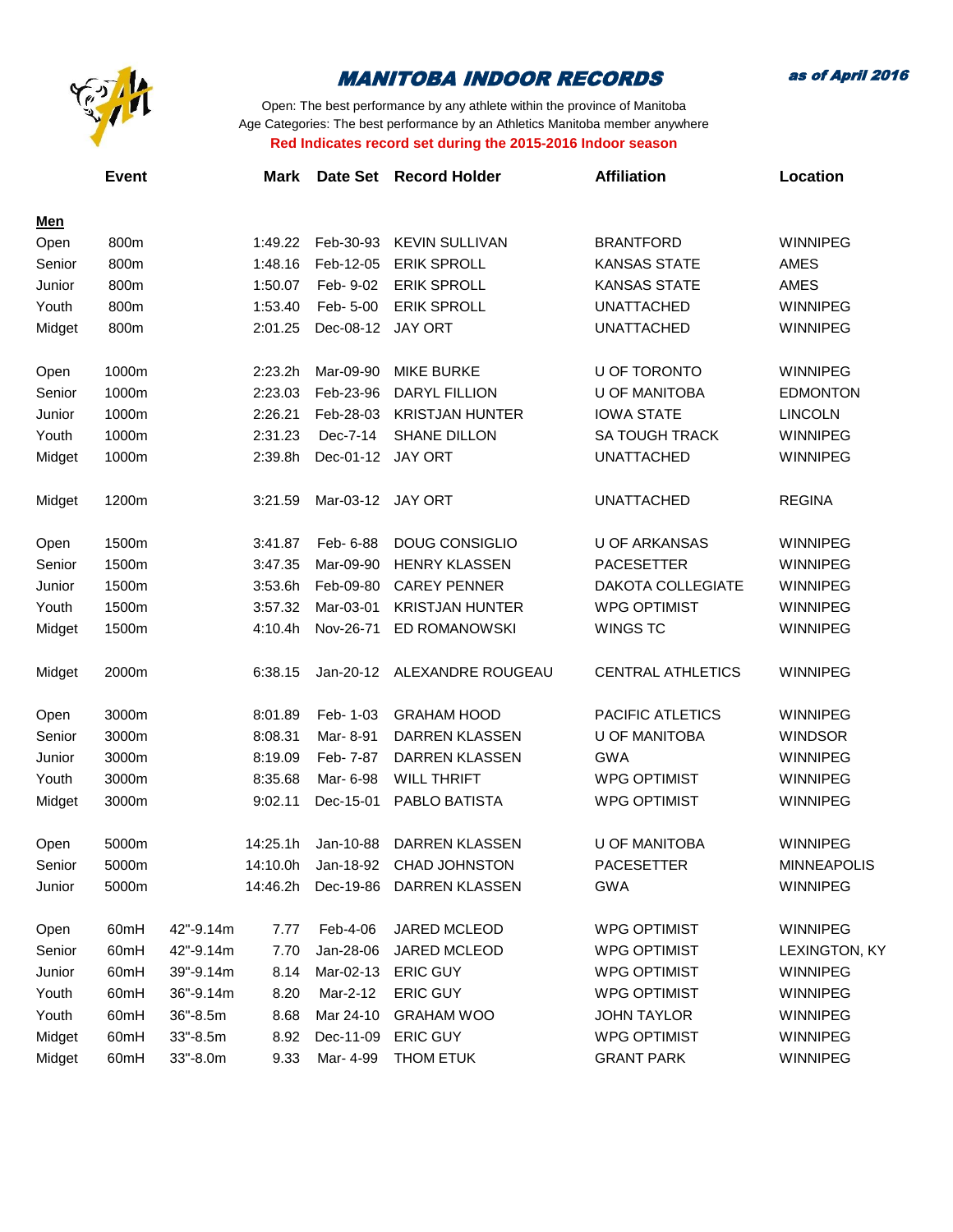# MANITOBA INDOOR RECORDS

***as of April 2016***

Open: The best performance by any athlete within the province of Manitoba
Age Categories: The best performance by an Athletics Manitoba member anywhere
**Red Indicates record set during the 2015-2016 Indoor season**

| | Event | | Mark | Date Set | Record Holder | Affiliation | Location |
|---|---|---|---|---|---|---|---|
| **Men** | | | | | | | |
| Open | 800m | | 1:49.22 | Feb-30-93 | KEVIN SULLIVAN | BRANTFORD | WINNIPEG |
| Senior | 800m | | 1:48.16 | Feb-12-05 | ERIK SPROLL | KANSAS STATE | AMES |
| Junior | 800m | | 1:50.07 | Feb- 9-02 | ERIK SPROLL | KANSAS STATE | AMES |
| Youth | 800m | | 1:53.40 | Feb- 5-00 | ERIK SPROLL | UNATTACHED | WINNIPEG |
| Midget | 800m | | 2:01.25 | Dec-08-12 | JAY ORT | UNATTACHED | WINNIPEG |
| Open | 1000m | | 2:23.2h | Mar-09-90 | MIKE BURKE | U OF TORONTO | WINNIPEG |
| Senior | 1000m | | 2:23.03 | Feb-23-96 | DARYL FILLION | U OF MANITOBA | EDMONTON |
| Junior | 1000m | | 2:26.21 | Feb-28-03 | KRISTJAN HUNTER | IOWA STATE | LINCOLN |
| Youth | 1000m | | 2:31.23 | Dec-7-14 | SHANE DILLON | SA TOUGH TRACK | WINNIPEG |
| Midget | 1000m | | 2:39.8h | Dec-01-12 | JAY ORT | UNATTACHED | WINNIPEG |
| Midget | 1200m | | 3:21.59 | Mar-03-12 | JAY ORT | UNATTACHED | REGINA |
| Open | 1500m | | 3:41.87 | Feb- 6-88 | DOUG CONSIGLIO | U OF ARKANSAS | WINNIPEG |
| Senior | 1500m | | 3:47.35 | Mar-09-90 | HENRY KLASSEN | PACESETTER | WINNIPEG |
| Junior | 1500m | | 3:53.6h | Feb-09-80 | CAREY PENNER | DAKOTA COLLEGIATE | WINNIPEG |
| Youth | 1500m | | 3:57.32 | Mar-03-01 | KRISTJAN HUNTER | WPG OPTIMIST | WINNIPEG |
| Midget | 1500m | | 4:10.4h | Nov-26-71 | ED ROMANOWSKI | WINGS TC | WINNIPEG |
| Midget | 2000m | | 6:38.15 | Jan-20-12 | ALEXANDRE ROUGEAU | CENTRAL ATHLETICS | WINNIPEG |
| Open | 3000m | | 8:01.89 | Feb- 1-03 | GRAHAM HOOD | PACIFIC ATLETICS | WINNIPEG |
| Senior | 3000m | | 8:08.31 | Mar- 8-91 | DARREN KLASSEN | U OF MANITOBA | WINDSOR |
| Junior | 3000m | | 8:19.09 | Feb- 7-87 | DARREN KLASSEN | GWA | WINNIPEG |
| Youth | 3000m | | 8:35.68 | Mar- 6-98 | WILL THRIFT | WPG OPTIMIST | WINNIPEG |
| Midget | 3000m | | 9:02.11 | Dec-15-01 | PABLO BATISTA | WPG OPTIMIST | WINNIPEG |
| Open | 5000m | | 14:25.1h | Jan-10-88 | DARREN KLASSEN | U OF MANITOBA | WINNIPEG |
| Senior | 5000m | | 14:10.0h | Jan-18-92 | CHAD JOHNSTON | PACESETTER | MINNEAPOLIS |
| Junior | 5000m | | 14:46.2h | Dec-19-86 | DARREN KLASSEN | GWA | WINNIPEG |
| Open | 60mH | 42"-9.14m | 7.77 | Feb-4-06 | JARED MCLEOD | WPG OPTIMIST | WINNIPEG |
| Senior | 60mH | 42"-9.14m | 7.70 | Jan-28-06 | JARED MCLEOD | WPG OPTIMIST | LEXINGTON, KY |
| Junior | 60mH | 39"-9.14m | 8.14 | Mar-02-13 | ERIC GUY | WPG OPTIMIST | WINNIPEG |
| Youth | 60mH | 36"-9.14m | 8.20 | Mar-2-12 | ERIC GUY | WPG OPTIMIST | WINNIPEG |
| Youth | 60mH | 36"-8.5m | 8.68 | Mar 24-10 | GRAHAM WOO | JOHN TAYLOR | WINNIPEG |
| Midget | 60mH | 33"-8.5m | 8.92 | Dec-11-09 | ERIC GUY | WPG OPTIMIST | WINNIPEG |
| Midget | 60mH | 33"-8.0m | 9.33 | Mar- 4-99 | THOM ETUK | GRANT PARK | WINNIPEG |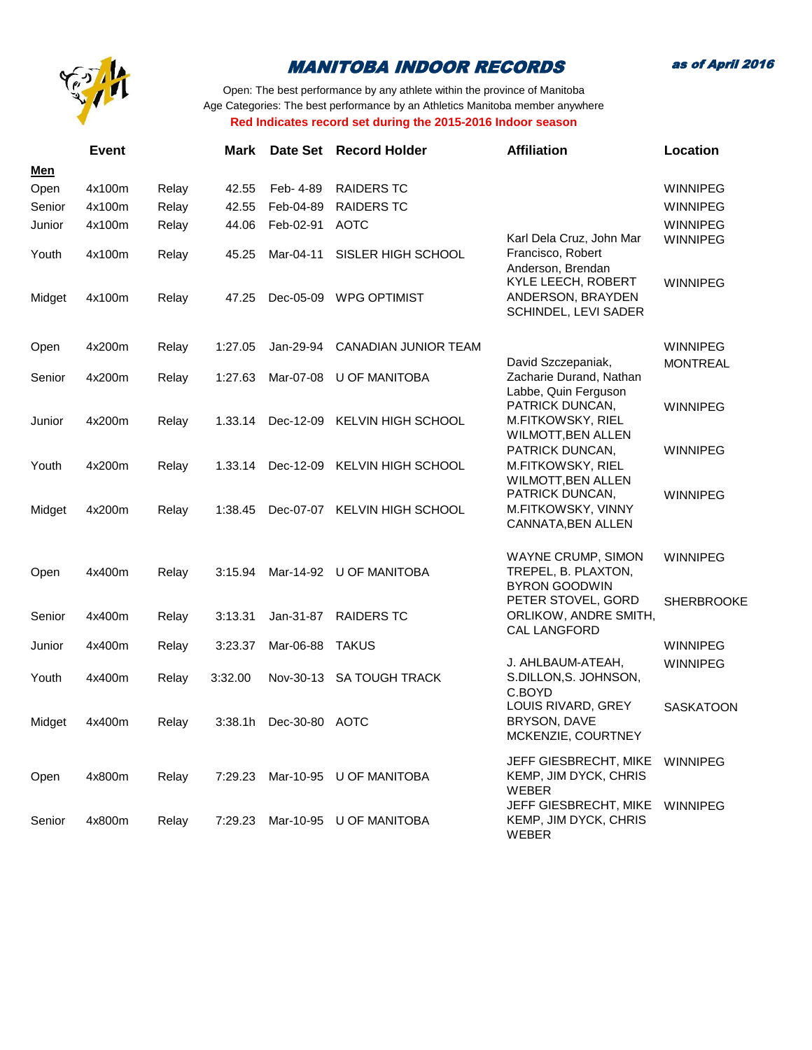# MANITOBA INDOOR RECORDS

***as of April 2016***

Open: The best performance by any athlete within the province of Manitoba
Age Categories: The best performance by an Athletics Manitoba member anywhere
**Red Indicates record set during the 2015-2016 Indoor season**

| | Event | | Mark | Date Set | Record Holder | Affiliation | Location |
|---|---|---|---|---|---|---|---|
| **Men** | | | | | | | |
| Open | 4x100m | Relay | 42.55 | Feb- 4-89 | RAIDERS TC | | WINNIPEG |
| Senior | 4x100m | Relay | 42.55 | Feb-04-89 | RAIDERS TC | | WINNIPEG |
| Junior | 4x100m | Relay | 44.06 | Feb-02-91 | AOTC | | WINNIPEG |
| Youth | 4x100m | Relay | 45.25 | Mar-04-11 | SISLER HIGH SCHOOL | Karl Dela Cruz, John Mar Francisco, Robert Anderson, Brendan | WINNIPEG |
| Midget | 4x100m | Relay | 47.25 | Dec-05-09 | WPG OPTIMIST | KYLE LEECH, ROBERT ANDERSON, BRAYDEN SCHINDEL, LEVI SADER | WINNIPEG |
| Open | 4x200m | Relay | 1:27.05 | Jan-29-94 | CANADIAN JUNIOR TEAM | | WINNIPEG |
| Senior | 4x200m | Relay | 1:27.63 | Mar-07-08 | U OF MANITOBA | David Szczepaniak, Zacharie Durand, Nathan Labbe, Quin Ferguson | MONTREAL |
| Junior | 4x200m | Relay | 1.33.14 | Dec-12-09 | KELVIN HIGH SCHOOL | PATRICK DUNCAN, M.FITKOWSKY, RIEL WILMOTT,BEN ALLEN | WINNIPEG |
| Youth | 4x200m | Relay | 1.33.14 | Dec-12-09 | KELVIN HIGH SCHOOL | PATRICK DUNCAN, M.FITKOWSKY, RIEL WILMOTT,BEN ALLEN | WINNIPEG |
| Midget | 4x200m | Relay | 1:38.45 | Dec-07-07 | KELVIN HIGH SCHOOL | PATRICK DUNCAN, M.FITKOWSKY, VINNY CANNATA,BEN ALLEN | WINNIPEG |
| Open | 4x400m | Relay | 3:15.94 | Mar-14-92 | U OF MANITOBA | WAYNE CRUMP, SIMON TREPEL, B. PLAXTON, BYRON GOODWIN | WINNIPEG |
| Senior | 4x400m | Relay | 3:13.31 | Jan-31-87 | RAIDERS TC | PETER STOVEL, GORD ORLIKOW, ANDRE SMITH, CAL LANGFORD | SHERBROOKE |
| Junior | 4x400m | Relay | 3:23.37 | Mar-06-88 | TAKUS | | WINNIPEG |
| Youth | 4x400m | Relay | 3:32.00 | Nov-30-13 | SA TOUGH TRACK | J. AHLBAUM-ATEAH, S.DILLON,S. JOHNSON, C.BOYD | WINNIPEG |
| Midget | 4x400m | Relay | 3:38.1h | Dec-30-80 | AOTC | LOUIS RIVARD, GREY BRYSON, DAVE MCKENZIE, COURTNEY | SASKATOON |
| Open | 4x800m | Relay | 7:29.23 | Mar-10-95 | U OF MANITOBA | JEFF GIESBRECHT, MIKE KEMP, JIM DYCK, CHRIS WEBER | WINNIPEG |
| Senior | 4x800m | Relay | 7:29.23 | Mar-10-95 | U OF MANITOBA | JEFF GIESBRECHT, MIKE KEMP, JIM DYCK, CHRIS WEBER | WINNIPEG |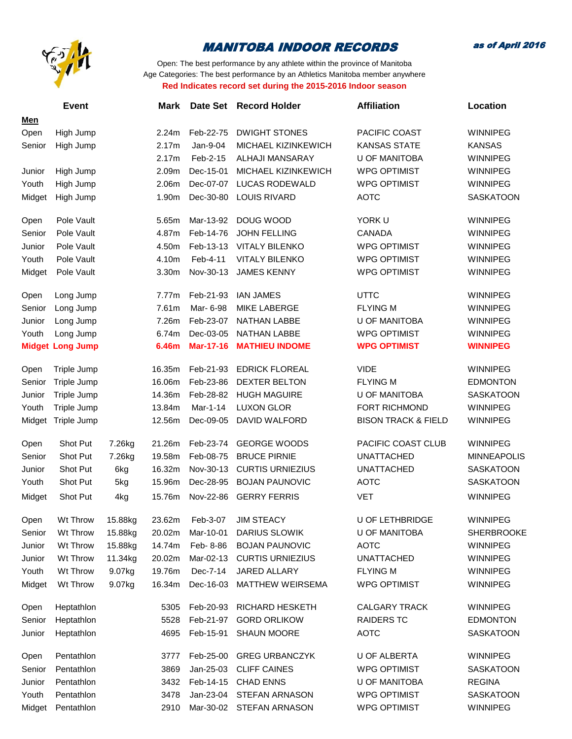# MANITOBA INDOOR RECORDS

*as of April 2016*

Open: The best performance by any athlete within the province of Manitoba

Age Categories: The best performance by an Athletics Manitoba member anywhere

**Red Indicates record set during the 2015-2016 Indoor season**

| | Event | | Mark | Date Set | Record Holder | Affiliation | Location |
|---|---|---|---|---|---|---|---|
| **Men** | | | | | | | |
| Open | High Jump | | 2.24m | Feb-22-75 | DWIGHT STONES | PACIFIC COAST | WINNIPEG |
| Senior | High Jump | | 2.17m | Jan-9-04 | MICHAEL KIZINKEWICH | KANSAS STATE | KANSAS |
| | | | 2.17m | Feb-2-15 | ALHAJI MANSARAY | U OF MANITOBA | WINNIPEG |
| Junior | High Jump | | 2.09m | Dec-15-01 | MICHAEL KIZINKEWICH | WPG OPTIMIST | WINNIPEG |
| Youth | High Jump | | 2.06m | Dec-07-07 | LUCAS RODEWALD | WPG OPTIMIST | WINNIPEG |
| Midget | High Jump | | 1.90m | Dec-30-80 | LOUIS RIVARD | AOTC | SASKATOON |
| Open | Pole Vault | | 5.65m | Mar-13-92 | DOUG WOOD | YORK U | WINNIPEG |
| Senior | Pole Vault | | 4.87m | Feb-14-76 | JOHN FELLING | CANADA | WINNIPEG |
| Junior | Pole Vault | | 4.50m | Feb-13-13 | VITALY BILENKO | WPG OPTIMIST | WINNIPEG |
| Youth | Pole Vault | | 4.10m | Feb-4-11 | VITALY BILENKO | WPG OPTIMIST | WINNIPEG |
| Midget | Pole Vault | | 3.30m | Nov-30-13 | JAMES KENNY | WPG OPTIMIST | WINNIPEG |
| Open | Long Jump | | 7.77m | Feb-21-93 | IAN JAMES | UTTC | WINNIPEG |
| Senior | Long Jump | | 7.61m | Mar- 6-98 | MIKE LABERGE | FLYING M | WINNIPEG |
| Junior | Long Jump | | 7.26m | Feb-23-07 | NATHAN LABBE | U OF MANITOBA | WINNIPEG |
| Youth | Long Jump | | 6.74m | Dec-03-05 | NATHAN LABBE | WPG OPTIMIST | WINNIPEG |
| **Midget** | **Long Jump** | | **6.46m** | **Mar-17-16** | **MATHIEU INDOME** | **WPG OPTIMIST** | **WINNIPEG** |
| Open | Triple Jump | | 16.35m | Feb-21-93 | EDRICK FLOREAL | VIDE | WINNIPEG |
| Senior | Triple Jump | | 16.06m | Feb-23-86 | DEXTER BELTON | FLYING M | EDMONTON |
| Junior | Triple Jump | | 14.36m | Feb-28-82 | HUGH MAGUIRE | U OF MANITOBA | SASKATOON |
| Youth | Triple Jump | | 13.84m | Mar-1-14 | LUXON GLOR | FORT RICHMOND | WINNIPEG |
| Midget | Triple Jump | | 12.56m | Dec-09-05 | DAVID WALFORD | BISON TRACK & FIELD | WINNIPEG |
| Open | Shot Put | 7.26kg | 21.26m | Feb-23-74 | GEORGE WOODS | PACIFIC COAST CLUB | WINNIPEG |
| Senior | Shot Put | 7.26kg | 19.58m | Feb-08-75 | BRUCE PIRNIE | UNATTACHED | MINNEAPOLIS |
| Junior | Shot Put | 6kg | 16.32m | Nov-30-13 | CURTIS URNIEZIUS | UNATTACHED | SASKATOON |
| Youth | Shot Put | 5kg | 15.96m | Dec-28-95 | BOJAN PAUNOVIC | AOTC | SASKATOON |
| Midget | Shot Put | 4kg | 15.76m | Nov-22-86 | GERRY FERRIS | VET | WINNIPEG |
| Open | Wt Throw | 15.88kg | 23.62m | Feb-3-07 | JIM STEACY | U OF LETHBRIDGE | WINNIPEG |
| Senior | Wt Throw | 15.88kg | 20.02m | Mar-10-01 | DARIUS SLOWIK | U OF MANITOBA | SHERBROOKE |
| Junior | Wt Throw | 15.88kg | 14.74m | Feb- 8-86 | BOJAN PAUNOVIC | AOTC | WINNIPEG |
| Junior | Wt Throw | 11.34kg | 20.02m | Mar-02-13 | CURTIS URNIEZIUS | UNATTACHED | WINNIPEG |
| Youth | Wt Throw | 9.07kg | 19.76m | Dec-7-14 | JARED ALLARY | FLYING M | WINNIPEG |
| Midget | Wt Throw | 9.07kg | 16.34m | Dec-16-03 | MATTHEW WEIRSEMA | WPG OPTIMIST | WINNIPEG |
| Open | Heptathlon | | 5305 | Feb-20-93 | RICHARD HESKETH | CALGARY TRACK | WINNIPEG |
| Senior | Heptathlon | | 5528 | Feb-21-97 | GORD ORLIKOW | RAIDERS TC | EDMONTON |
| Junior | Heptathlon | | 4695 | Feb-15-91 | SHAUN MOORE | AOTC | SASKATOON |
| Open | Pentathlon | | 3777 | Feb-25-00 | GREG URBANCZYK | U OF ALBERTA | WINNIPEG |
| Senior | Pentathlon | | 3869 | Jan-25-03 | CLIFF CAINES | WPG OPTIMIST | SASKATOON |
| Junior | Pentathlon | | 3432 | Feb-14-15 | CHAD ENNS | U OF MANITOBA | REGINA |
| Youth | Pentathlon | | 3478 | Jan-23-04 | STEFAN ARNASON | WPG OPTIMIST | SASKATOON |
| Midget | Pentathlon | | 2910 | Mar-30-02 | STEFAN ARNASON | WPG OPTIMIST | WINNIPEG |